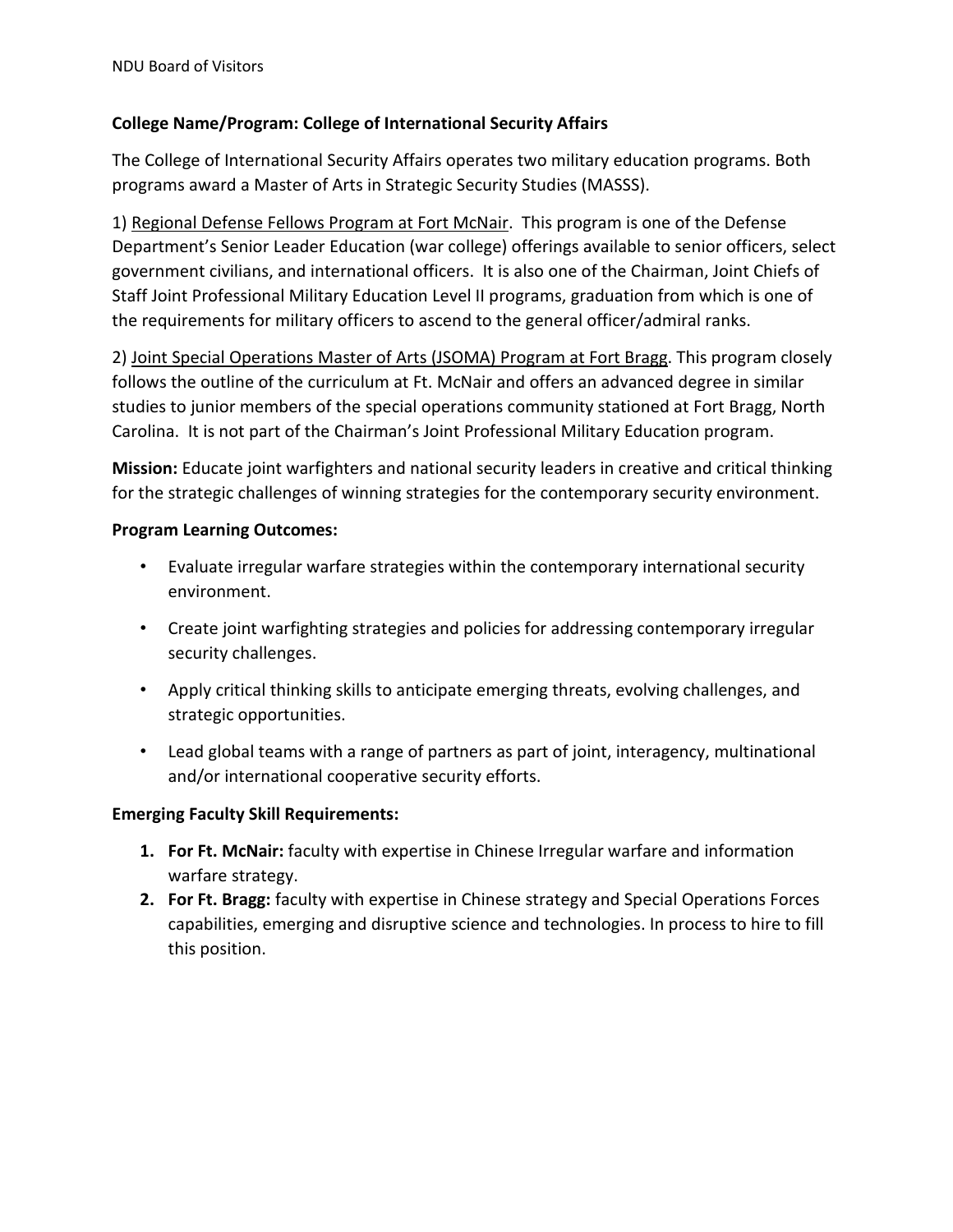**College Name/Program: College of International Security Affairs**

The College of International Security Affairs operates two military education programs. Both programs award a Master of Arts in Strategic Security Studies (MASSS).

1) Regional Defense Fellows Program at Fort McNair. This program is one of the Defense Department's Senior Leader Education (war college) offerings available to senior officers, select government civilians, and international officers. It is also one of the Chairman, Joint Chiefs of Staff Joint Professional Military Education Level II programs, graduation from which is one of the requirements for military officers to ascend to the general officer/admiral ranks.

2) Joint Special Operations Master of Arts (JSOMA) Program at Fort Bragg. This program closely follows the outline of the curriculum at Ft. McNair and offers an advanced degree in similar studies to junior members of the special operations community stationed at Fort Bragg, North Carolina. It is not part of the Chairman's Joint Professional Military Education program.

**Mission:** Educate joint warfighters and national security leaders in creative and critical thinking for the strategic challenges of winning strategies for the contemporary security environment.

**Program Learning Outcomes:**

- Evaluate irregular warfare strategies within the contemporary international security environment.
- Create joint warfighting strategies and policies for addressing contemporary irregular security challenges.
- Apply critical thinking skills to anticipate emerging threats, evolving challenges, and strategic opportunities.
- Lead global teams with a range of partners as part of joint, interagency, multinational and/or international cooperative security efforts.

**Emerging Faculty Skill Requirements:**

1. **For Ft. McNair:** faculty with expertise in Chinese Irregular warfare and information warfare strategy.
2. **For Ft. Bragg:** faculty with expertise in Chinese strategy and Special Operations Forces capabilities, emerging and disruptive science and technologies. In process to hire to fill this position.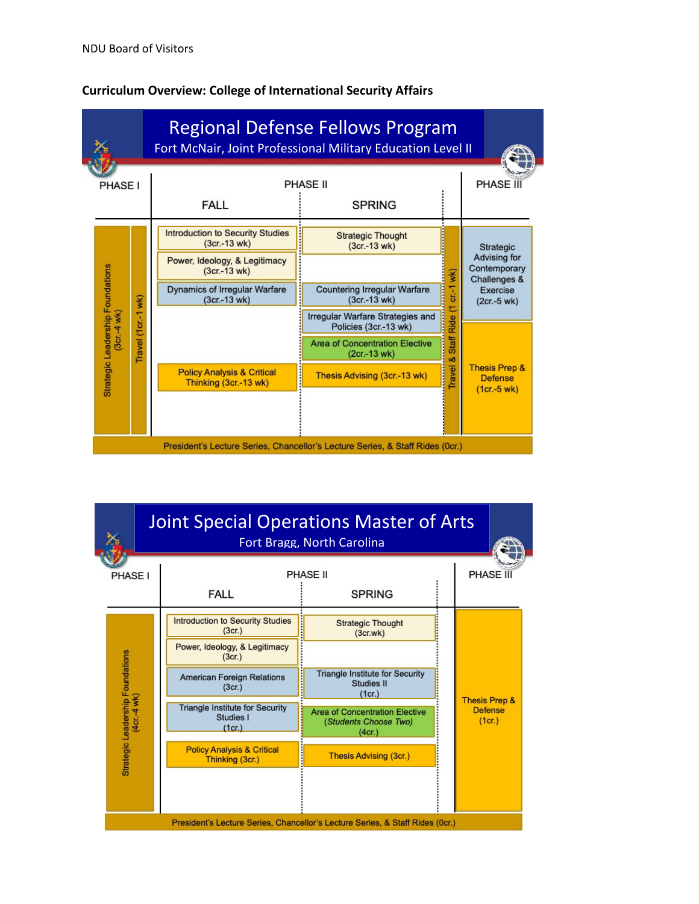## Curriculum Overview: College of International Security Affairs

### Regional Defense Fellows Program

Fort McNair, Joint Professional Military Education Level II

PHASE I

- Strategic Leadership Foundations (3cr.-4 wk)
- Travel (1cr.-1 wk)

PHASE II

FALL

- Introduction to Security Studies (3cr.-13 wk)
- Power, Ideology, & Legitimacy (3cr.-13 wk)
- Dynamics of Irregular Warfare (3cr.-13 wk)
- Policy Analysis & Critical Thinking (3cr.-13 wk)

SPRING

- Strategic Thought (3cr.-13 wk)
- Countering Irregular Warfare (3cr.-13 wk)
- Irregular Warfare Strategies and Policies (3cr.-13 wk)
- Area of Concentration Elective (2cr.-13 wk)
- Thesis Advising (3cr.-13 wk)
- Travel & Staff Ride (1 cr.-1 wk)

PHASE III

- Strategic Advising for Contemporary Challenges & Exercise (2cr.-5 wk)
- Thesis Prep & Defense (1cr.-5 wk)

President's Lecture Series, Chancellor's Lecture Series, & Staff Rides (0cr.)

### Joint Special Operations Master of Arts

Fort Bragg, North Carolina

PHASE I

- Strategic Leadership Foundations (4cr.-4 wk)

PHASE II

FALL

- Introduction to Security Studies (3cr.)
- Power, Ideology, & Legitimacy (3cr.)
- American Foreign Relations (3cr.)
- Triangle Institute for Security Studies I (1cr.)
- Policy Analysis & Critical Thinking (3cr.)

SPRING

- Strategic Thought (3cr.wk)
- Triangle Institute for Security Studies II (1cr.)
- Area of Concentration Elective (*Students Choose Two*) (4cr.)
- Thesis Advising (3cr.)

PHASE III

- Thesis Prep & Defense (1cr.)

President's Lecture Series, Chancellor's Lecture Series, & Staff Rides (0cr.)